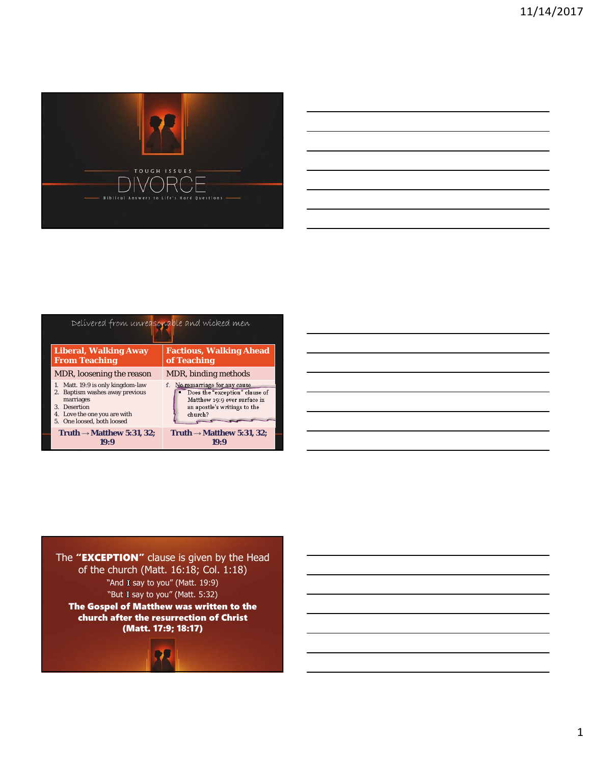TOUGH ISSUES

# DIVORCE

Biblical Answers to Life's Hard Questions

Delivered from unreasonable and wicked men

| Liberal, Walking Away From Teaching | Factious, Walking Ahead of Teaching |
|---|---|
| MDR, loosening the reason | MDR, binding methods |
| 1. Matt. 19:9 is only kingdom-law<br>2. Baptism washes away previous marriages<br>3. Desertion<br>4. Love the one you are with<br>5. One loosed, both loosed | 1. No remarriage for any cause<br>▪ Does the "exception" clause of Matthew 19:9 over surface in an apostle's writings to the church? |
| Truth → Matthew 5:31, 32; 19:9 | Truth → Matthew 5:31, 32; 19:9 |

The **"EXCEPTION"** clause is given by the Head of the church (Matt. 16:18; Col. 1:18)

"And I say to you" (Matt. 19:9)

"But I say to you" (Matt. 5:32)

**The Gospel of Matthew was written to the church after the resurrection of Christ (Matt. 17:9; 18:17)**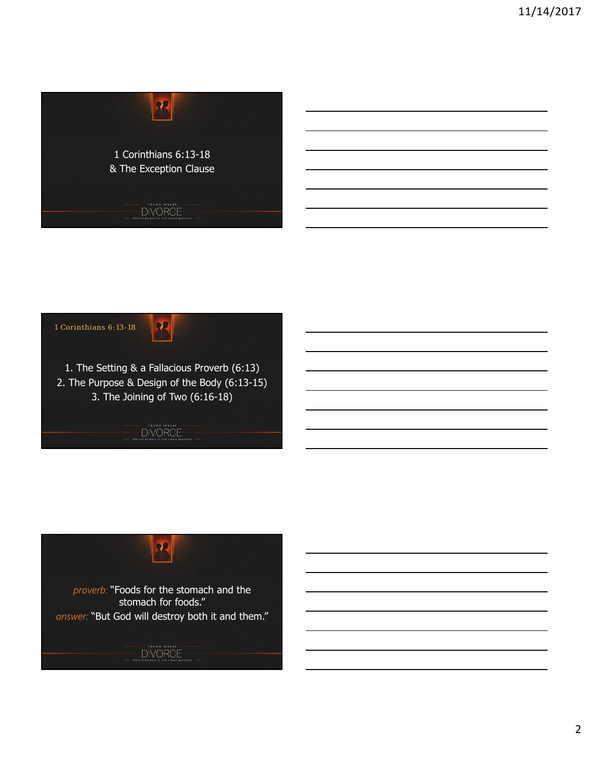1 Corinthians 6:13-18
& The Exception Clause

1 Corinthians 6:13-18

1. The Setting & a Fallacious Proverb (6:13)
2. The Purpose & Design of the Body (6:13-15)
3. The Joining of Two (6:16-18)

*proverb:* "Foods for the stomach and the stomach for foods."
*answer:* "But God will destroy both it and them."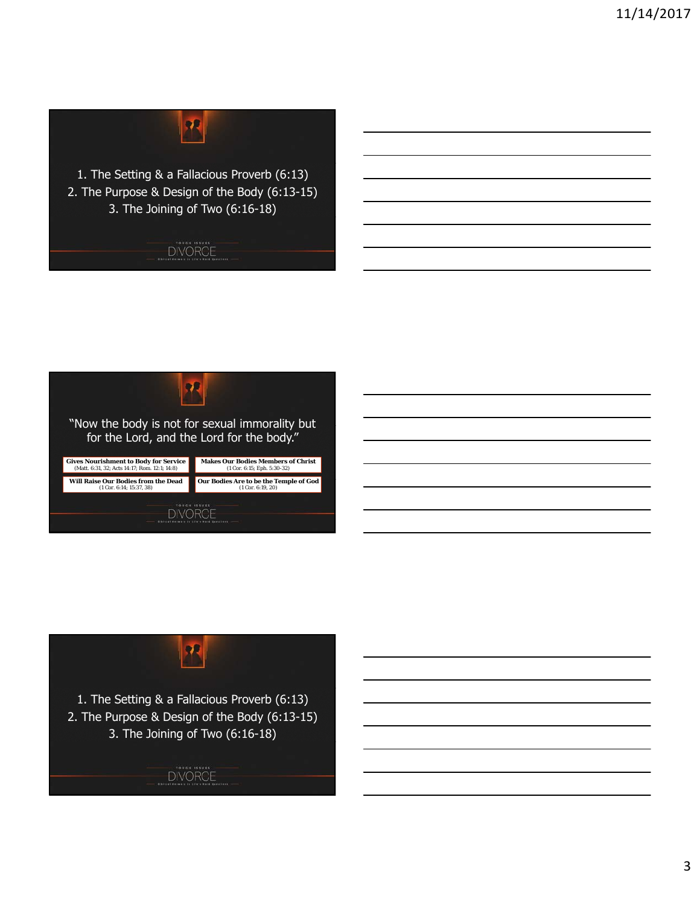1. The Setting & a Fallacious Proverb (6:13)
2. The Purpose & Design of the Body (6:13-15)
3. The Joining of Two (6:16-18)

TOUGH ISSUES
DIVORCE
Biblical Answers to Life's Hard Questions

"Now the body is not for sexual immorality but for the Lord, and the Lord for the body."

| | |
|---|---|
| **Gives Nourishment to Body for Service** (Matt. 6:31, 32; Acts 14:17; Rom. 12:1; 14:8) | **Makes Our Bodies Members of Christ** (1 Cor. 6:15; Eph. 5:30-32) |
| **Will Raise Our Bodies from the Dead** (1 Cor. 6:14; 15:37, 38) | **Our Bodies Are to be the Temple of God** (1 Cor. 6:19, 20) |

TOUGH ISSUES
DIVORCE
Biblical Answers to Life's Hard Questions

1. The Setting & a Fallacious Proverb (6:13)
2. The Purpose & Design of the Body (6:13-15)
3. The Joining of Two (6:16-18)

TOUGH ISSUES
DIVORCE
Biblical Answers to Life's Hard Questions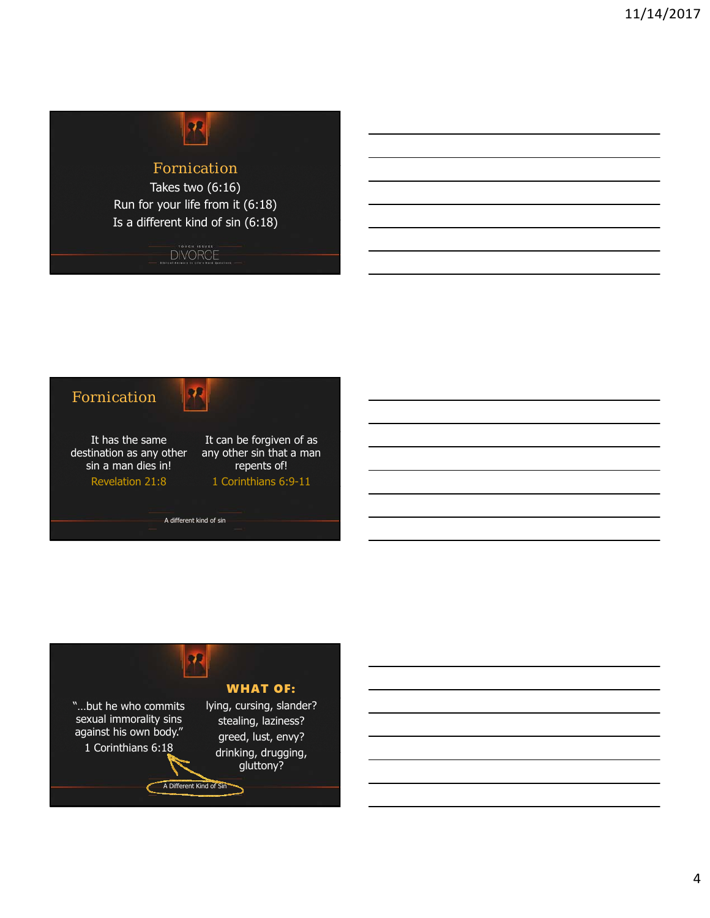## Fornication

Takes two (6:16)

Run for your life from it (6:18)

Is a different kind of sin (6:18)

TOUCH ISSUES DIVORCE

## Fornication

It has the same destination as any other sin a man dies in!
Revelation 21:8

It can be forgiven of as any other sin that a man repents of!
1 Corinthians 6:9-11

A different kind of sin

"…but he who commits sexual immorality sins against his own body."
1 Corinthians 6:18

**WHAT OF:**

lying, cursing, slander?

stealing, laziness?

greed, lust, envy?

drinking, drugging, gluttony?

A Different Kind of Sin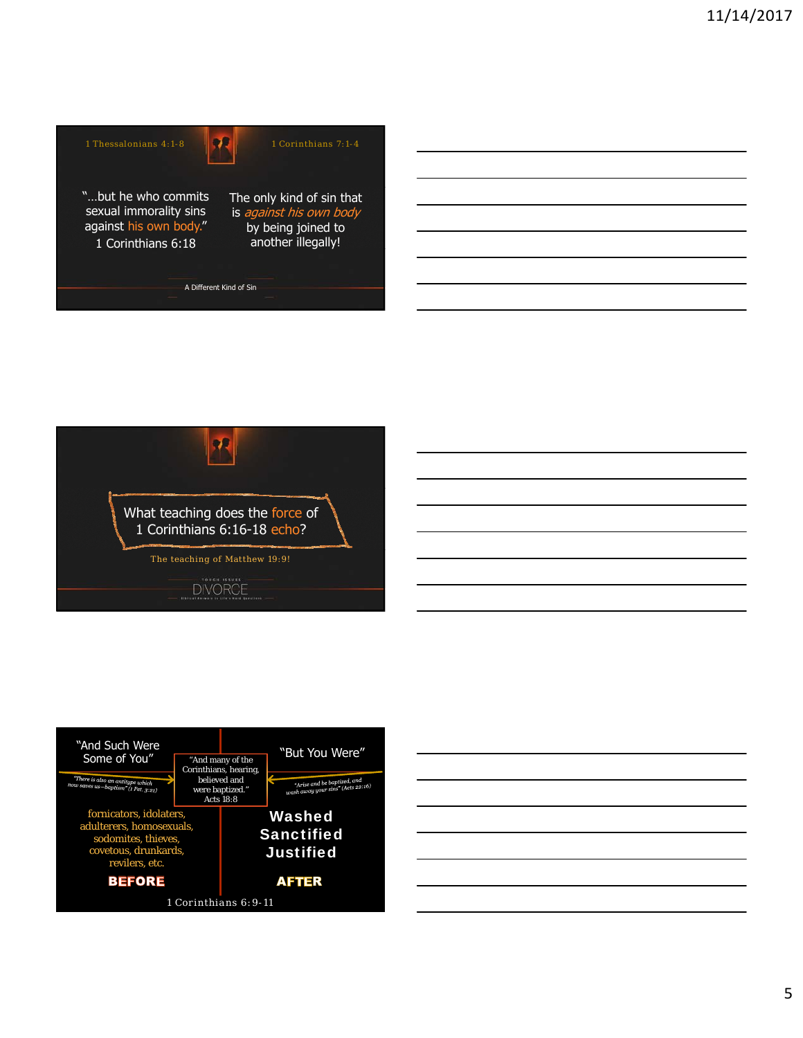1 Thessalonians 4:1-8

1 Corinthians 7:1-4

"…but he who commits sexual immorality sins against his own body."
1 Corinthians 6:18

The only kind of sin that is *against his own body* by being joined to another illegally!

A Different Kind of Sin

What teaching does the force of 1 Corinthians 6:16-18 echo?

The teaching of Matthew 19:9!

TOUGH ISSUES
DIVORCE
Biblical Answers to Life's Hard Questions

"And Such Were Some of You"

*"There is also an antitype which now saves us—baptism" (1 Pet. 3:21)*

"And many of the Corinthians, hearing, believed and were baptized."
Acts 18:8

"But You Were"

*"Arise and be baptized, and wash away your sins" (Acts 22:16)*

fornicators, idolaters, adulterers, homosexuals, sodomites, thieves, covetous, drunkards, revilers, etc.

**BEFORE**

**Washed**
**Sanctified**
**Justified**

**AFTER**

1 Corinthians 6:9-11